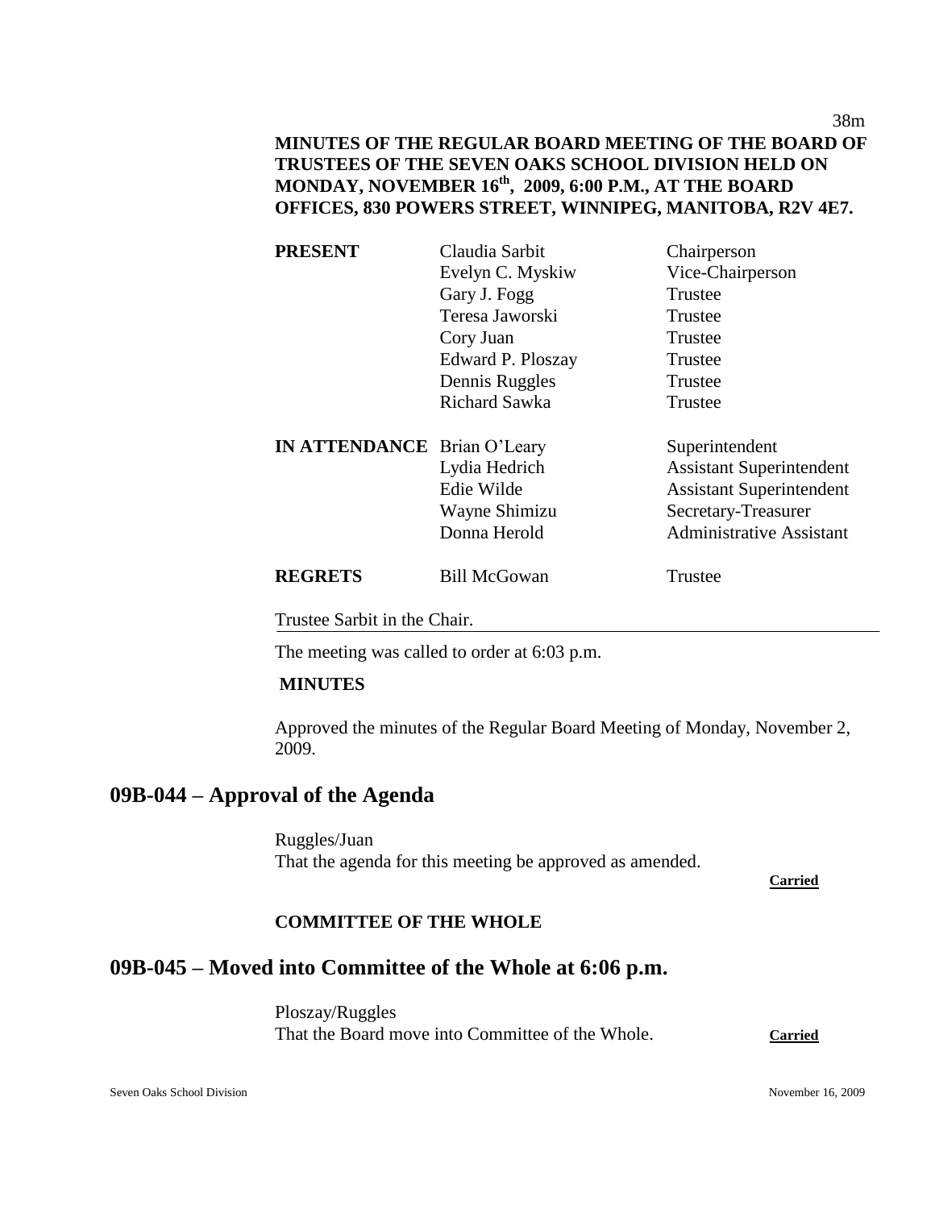**MINUTES OF THE REGULAR BOARD MEETING OF THE BOARD OF TRUSTEES OF THE SEVEN OAKS SCHOOL DIVISION HELD ON MONDAY, NOVEMBER 16th, 2009, 6:00 P.M., AT THE BOARD OFFICES, 830 POWERS STREET, WINNIPEG, MANITOBA, R2V 4E7.**

| | | |
|---|---|---|
| **PRESENT** | Claudia Sarbit | Chairperson |
| | Evelyn C. Myskiw | Vice-Chairperson |
| | Gary J. Fogg | Trustee |
| | Teresa Jaworski | Trustee |
| | Cory Juan | Trustee |
| | Edward P. Ploszay | Trustee |
| | Dennis Ruggles | Trustee |
| | Richard Sawka | Trustee |
| **IN ATTENDANCE** | Brian O'Leary | Superintendent |
| | Lydia Hedrich | Assistant Superintendent |
| | Edie Wilde | Assistant Superintendent |
| | Wayne Shimizu | Secretary-Treasurer |
| | Donna Herold | Administrative Assistant |
| **REGRETS** | Bill McGowan | Trustee |

Trustee Sarbit in the Chair.

The meeting was called to order at 6:03 p.m.

**MINUTES**

Approved the minutes of the Regular Board Meeting of Monday, November 2, 2009.

## 09B-044 – Approval of the Agenda

Ruggles/Juan
That the agenda for this meeting be approved as amended.

**Carried**

**COMMITTEE OF THE WHOLE**

## 09B-045 – Moved into Committee of the Whole at 6:06 p.m.

Ploszay/Ruggles
That the Board move into Committee of the Whole. **Carried**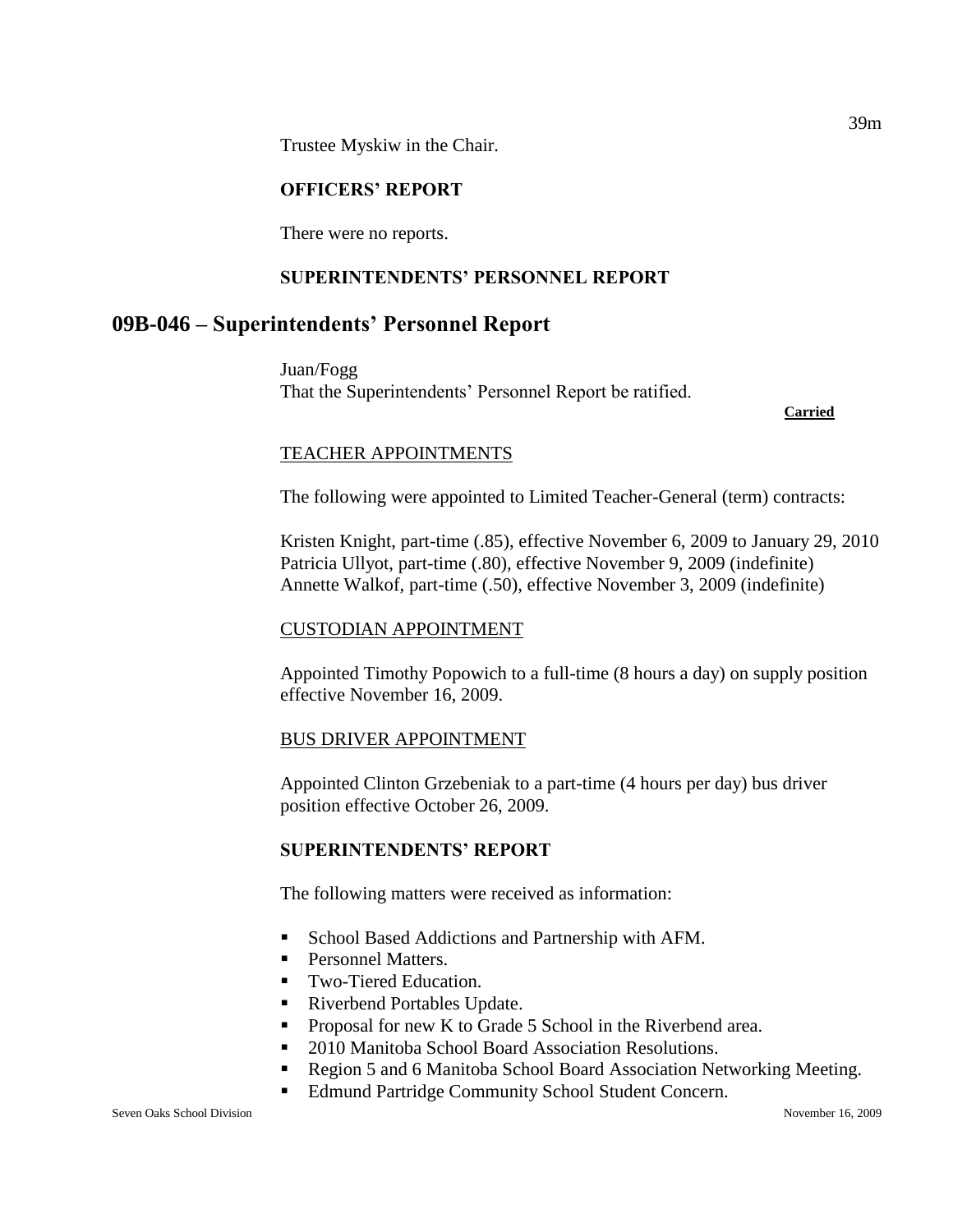Trustee Myskiw in the Chair.

**OFFICERS' REPORT**

There were no reports.

**SUPERINTENDENTS' PERSONNEL REPORT**

## 09B-046 – Superintendents' Personnel Report

Juan/Fogg
That the Superintendents' Personnel Report be ratified.

**Carried**

TEACHER APPOINTMENTS

The following were appointed to Limited Teacher-General (term) contracts:

Kristen Knight, part-time (.85), effective November 6, 2009 to January 29, 2010
Patricia Ullyot, part-time (.80), effective November 9, 2009 (indefinite)
Annette Walkof, part-time (.50), effective November 3, 2009 (indefinite)

CUSTODIAN APPOINTMENT

Appointed Timothy Popowich to a full-time (8 hours a day) on supply position effective November 16, 2009.

BUS DRIVER APPOINTMENT

Appointed Clinton Grzebeniak to a part-time (4 hours per day) bus driver position effective October 26, 2009.

**SUPERINTENDENTS' REPORT**

The following matters were received as information:

- School Based Addictions and Partnership with AFM.
- Personnel Matters.
- Two-Tiered Education.
- Riverbend Portables Update.
- Proposal for new K to Grade 5 School in the Riverbend area.
- 2010 Manitoba School Board Association Resolutions.
- Region 5 and 6 Manitoba School Board Association Networking Meeting.
- Edmund Partridge Community School Student Concern.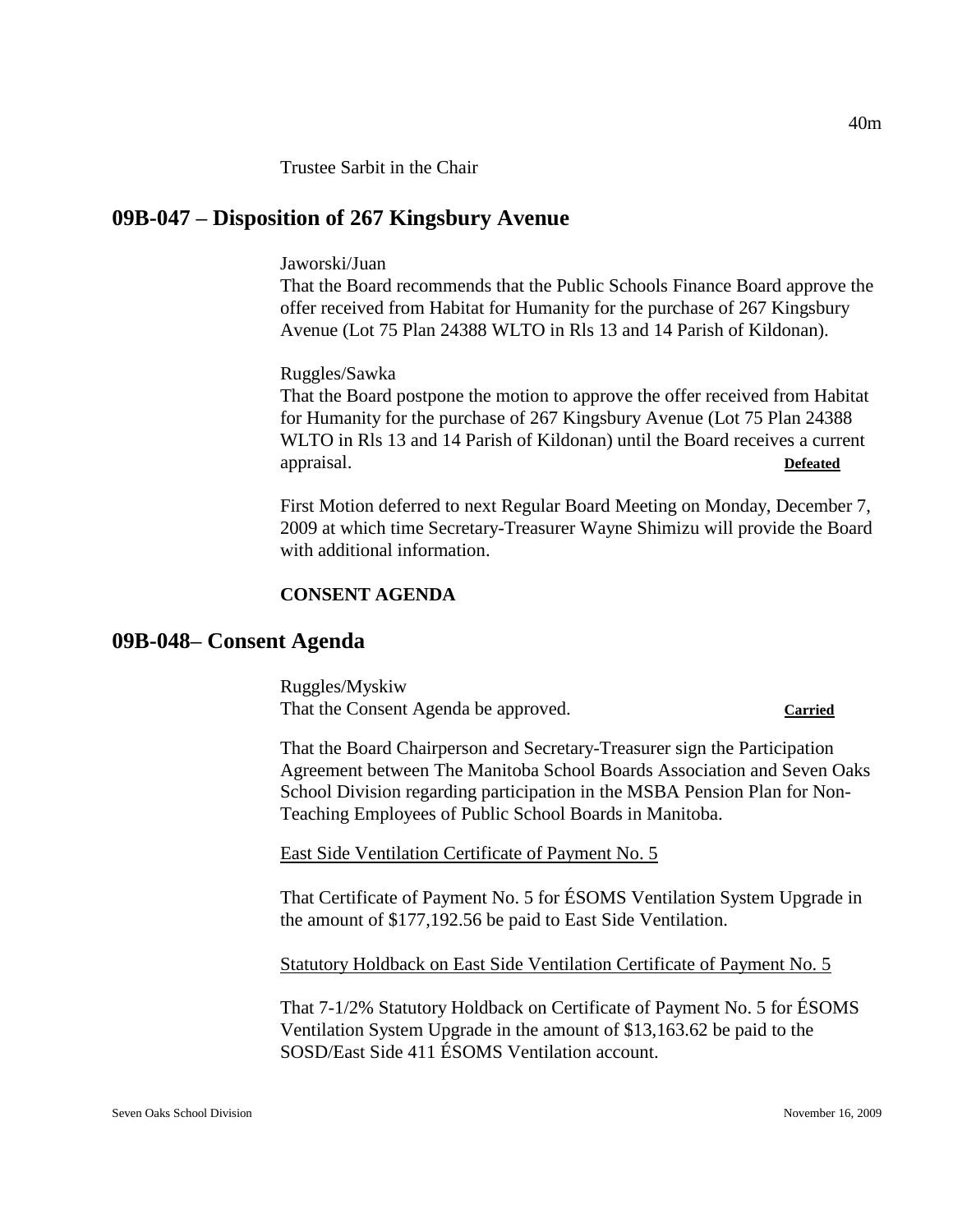Trustee Sarbit in the Chair

## 09B-047 – Disposition of 267 Kingsbury Avenue

Jaworski/Juan
That the Board recommends that the Public Schools Finance Board approve the offer received from Habitat for Humanity for the purchase of 267 Kingsbury Avenue (Lot 75 Plan 24388 WLTO in Rls 13 and 14 Parish of Kildonan).

Ruggles/Sawka
That the Board postpone the motion to approve the offer received from Habitat for Humanity for the purchase of 267 Kingsbury Avenue (Lot 75 Plan 24388 WLTO in Rls 13 and 14 Parish of Kildonan) until the Board receives a current appraisal. **Defeated**

First Motion deferred to next Regular Board Meeting on Monday, December 7, 2009 at which time Secretary-Treasurer Wayne Shimizu will provide the Board with additional information.

**CONSENT AGENDA**

## 09B-048– Consent Agenda

Ruggles/Myskiw
That the Consent Agenda be approved. **Carried**

That the Board Chairperson and Secretary-Treasurer sign the Participation Agreement between The Manitoba School Boards Association and Seven Oaks School Division regarding participation in the MSBA Pension Plan for Non-Teaching Employees of Public School Boards in Manitoba.

East Side Ventilation Certificate of Payment No. 5

That Certificate of Payment No. 5 for ÉSOMS Ventilation System Upgrade in the amount of $177,192.56 be paid to East Side Ventilation.

Statutory Holdback on East Side Ventilation Certificate of Payment No. 5

That 7-1/2% Statutory Holdback on Certificate of Payment No. 5 for ÉSOMS Ventilation System Upgrade in the amount of $13,163.62 be paid to the SOSD/East Side 411 ÉSOMS Ventilation account.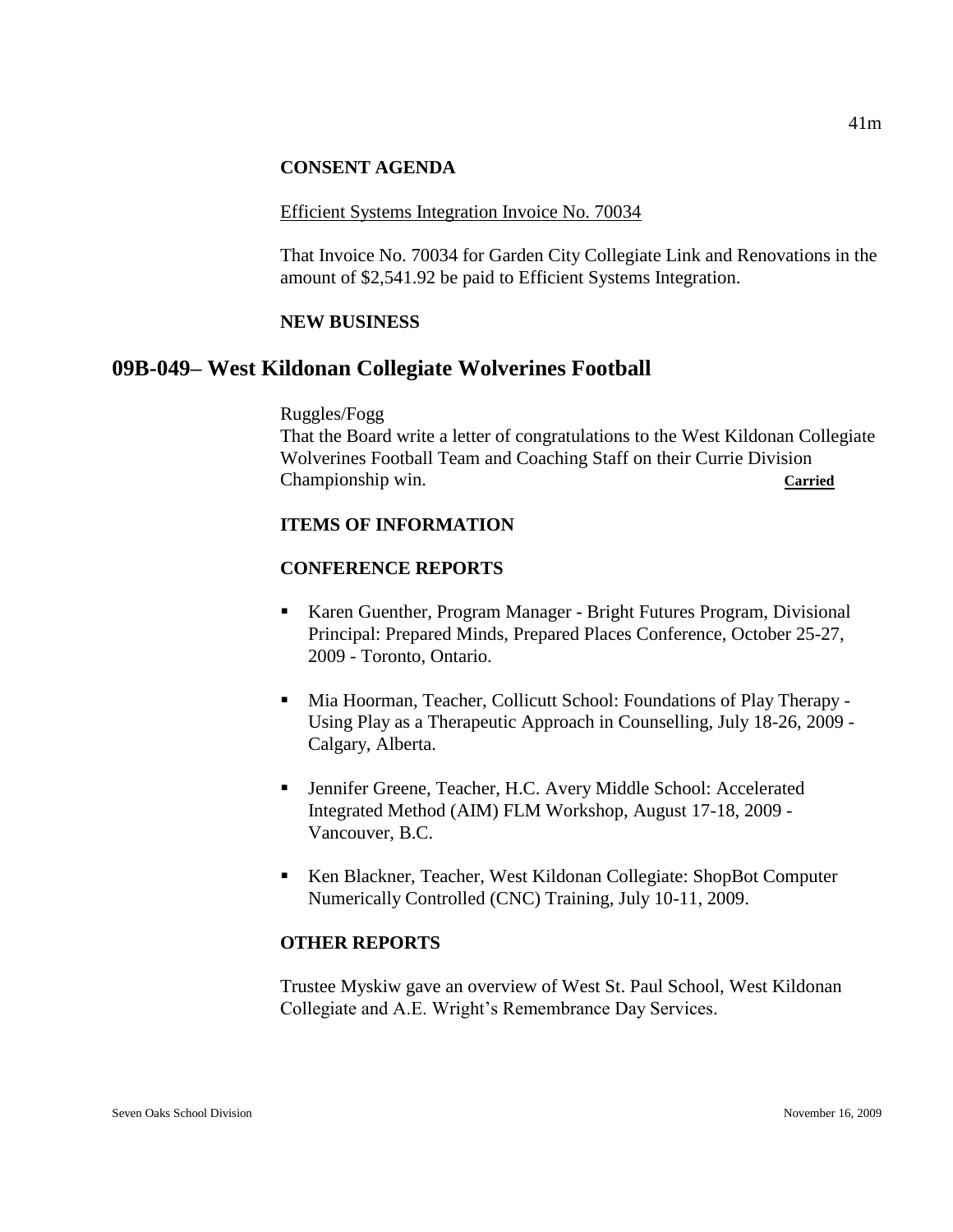**CONSENT AGENDA**

Efficient Systems Integration Invoice No. 70034

That Invoice No. 70034 for Garden City Collegiate Link and Renovations in the amount of $2,541.92 be paid to Efficient Systems Integration.

**NEW BUSINESS**

## 09B-049– West Kildonan Collegiate Wolverines Football

Ruggles/Fogg
That the Board write a letter of congratulations to the West Kildonan Collegiate Wolverines Football Team and Coaching Staff on their Currie Division Championship win. **Carried**

**ITEMS OF INFORMATION**

**CONFERENCE REPORTS**

- Karen Guenther, Program Manager - Bright Futures Program, Divisional Principal: Prepared Minds, Prepared Places Conference, October 25-27, 2009 - Toronto, Ontario.
- Mia Hoorman, Teacher, Collicutt School: Foundations of Play Therapy - Using Play as a Therapeutic Approach in Counselling, July 18-26, 2009 - Calgary, Alberta.
- Jennifer Greene, Teacher, H.C. Avery Middle School: Accelerated Integrated Method (AIM) FLM Workshop, August 17-18, 2009 - Vancouver, B.C.
- Ken Blackner, Teacher, West Kildonan Collegiate: ShopBot Computer Numerically Controlled (CNC) Training, July 10-11, 2009.

**OTHER REPORTS**

Trustee Myskiw gave an overview of West St. Paul School, West Kildonan Collegiate and A.E. Wright's Remembrance Day Services.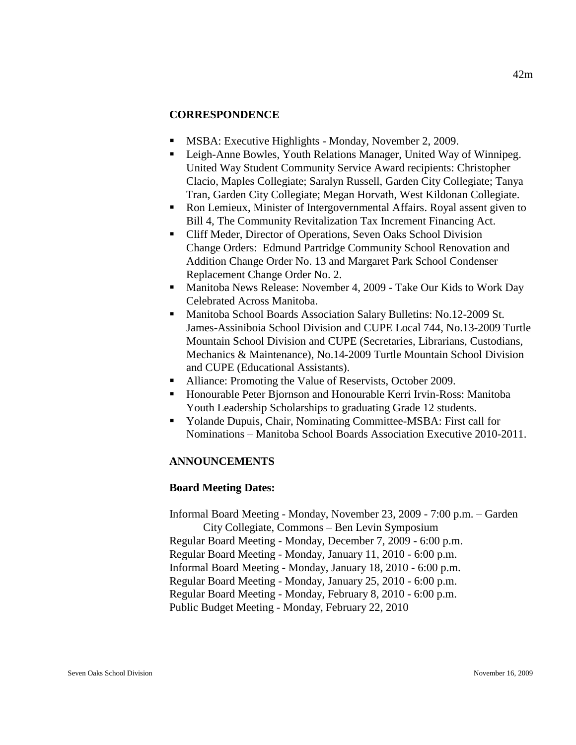## CORRESPONDENCE

- MSBA: Executive Highlights - Monday, November 2, 2009.
- Leigh-Anne Bowles, Youth Relations Manager, United Way of Winnipeg. United Way Student Community Service Award recipients: Christopher Clacio, Maples Collegiate; Saralyn Russell, Garden City Collegiate; Tanya Tran, Garden City Collegiate; Megan Horvath, West Kildonan Collegiate.
- Ron Lemieux, Minister of Intergovernmental Affairs. Royal assent given to Bill 4, The Community Revitalization Tax Increment Financing Act.
- Cliff Meder, Director of Operations, Seven Oaks School Division Change Orders: Edmund Partridge Community School Renovation and Addition Change Order No. 13 and Margaret Park School Condenser Replacement Change Order No. 2.
- Manitoba News Release: November 4, 2009 - Take Our Kids to Work Day Celebrated Across Manitoba.
- Manitoba School Boards Association Salary Bulletins: No.12-2009 St. James-Assiniboia School Division and CUPE Local 744, No.13-2009 Turtle Mountain School Division and CUPE (Secretaries, Librarians, Custodians, Mechanics & Maintenance), No.14-2009 Turtle Mountain School Division and CUPE (Educational Assistants).
- Alliance: Promoting the Value of Reservists, October 2009.
- Honourable Peter Bjornson and Honourable Kerri Irvin-Ross: Manitoba Youth Leadership Scholarships to graduating Grade 12 students.
- Yolande Dupuis, Chair, Nominating Committee-MSBA: First call for Nominations – Manitoba School Boards Association Executive 2010-2011.

## ANNOUNCEMENTS

**Board Meeting Dates:**

Informal Board Meeting - Monday, November 23, 2009 - 7:00 p.m. – Garden City Collegiate, Commons – Ben Levin Symposium
Regular Board Meeting - Monday, December 7, 2009 - 6:00 p.m.
Regular Board Meeting - Monday, January 11, 2010 - 6:00 p.m.
Informal Board Meeting - Monday, January 18, 2010 - 6:00 p.m.
Regular Board Meeting - Monday, January 25, 2010 - 6:00 p.m.
Regular Board Meeting - Monday, February 8, 2010 - 6:00 p.m.
Public Budget Meeting - Monday, February 22, 2010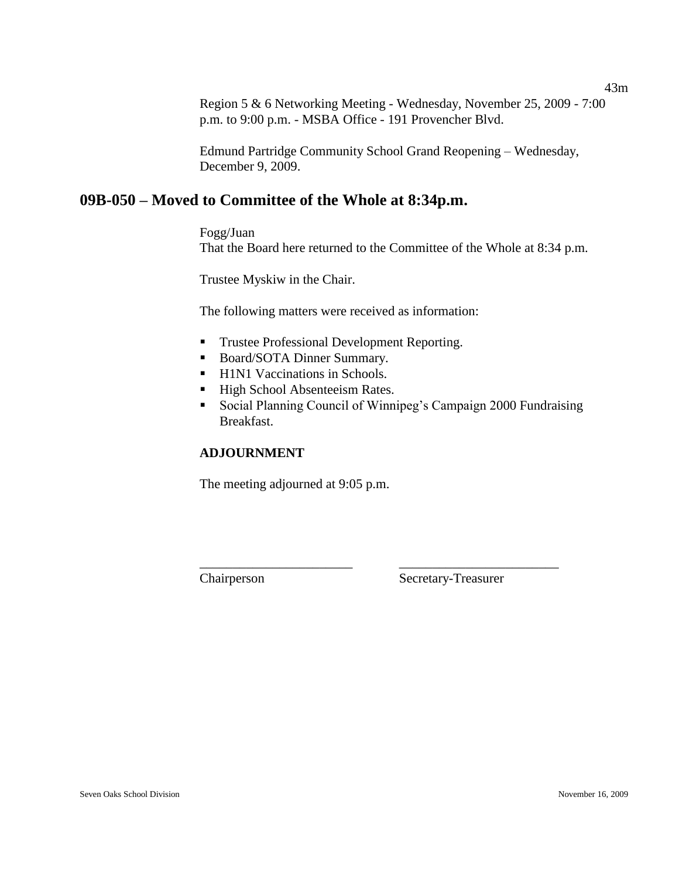Region 5 & 6 Networking Meeting - Wednesday, November 25, 2009 - 7:00 p.m. to 9:00 p.m. - MSBA Office - 191 Provencher Blvd.

Edmund Partridge Community School Grand Reopening – Wednesday, December 9, 2009.

## 09B-050 – Moved to Committee of the Whole at 8:34p.m.

Fogg/Juan
That the Board here returned to the Committee of the Whole at 8:34 p.m.

Trustee Myskiw in the Chair.

The following matters were received as information:

- Trustee Professional Development Reporting.
- Board/SOTA Dinner Summary.
- H1N1 Vaccinations in Schools.
- High School Absenteeism Rates.
- Social Planning Council of Winnipeg's Campaign 2000 Fundraising Breakfast.

**ADJOURNMENT**

The meeting adjourned at 9:05 p.m.

_______________________ _______________________
Chairperson Secretary-Treasurer